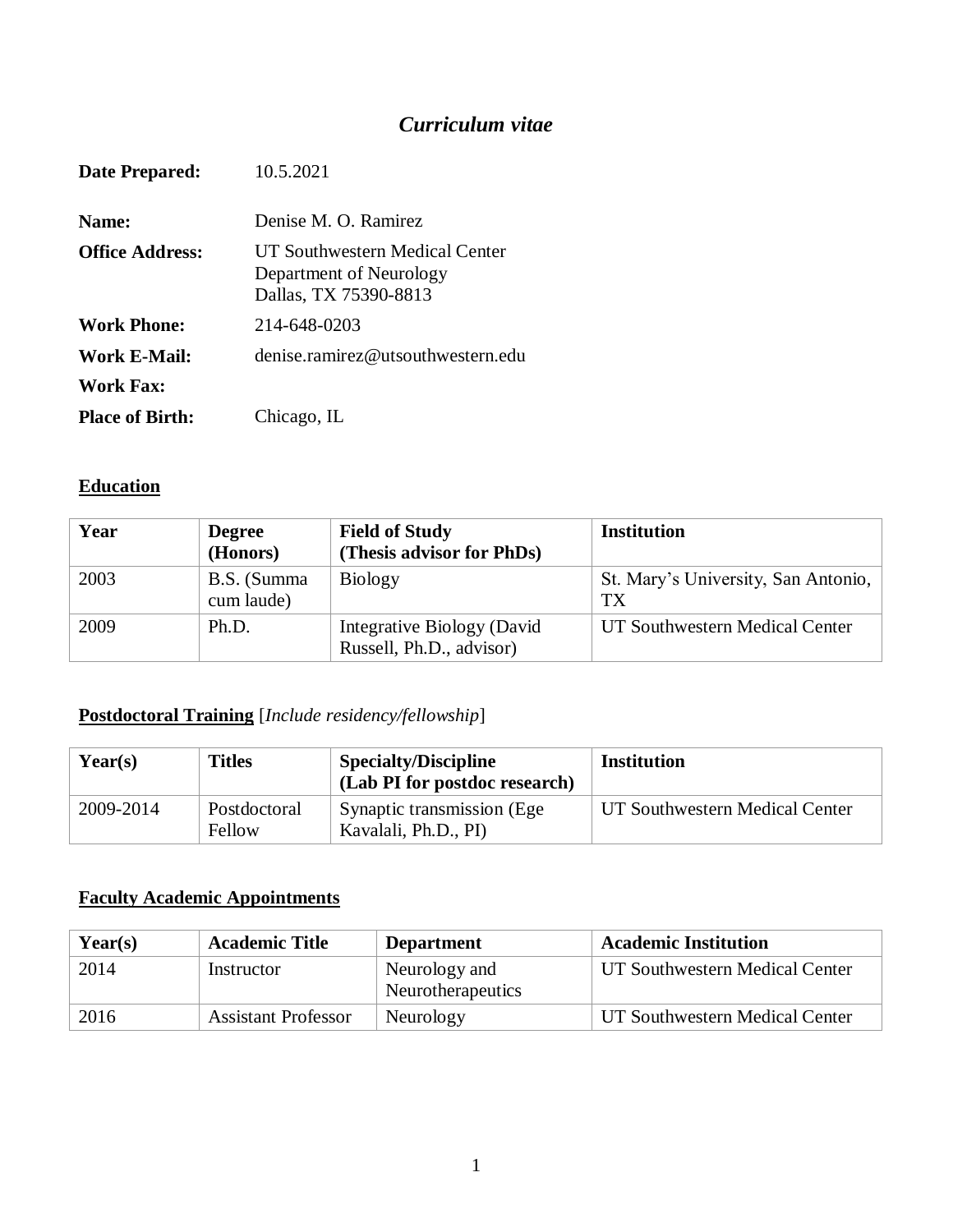# *Curriculum vitae*

| | |
|---|---|
| **Date Prepared:** | 10.5.2021 |
| **Name:** | Denise M. O. Ramirez |
| **Office Address:** | UT Southwestern Medical Center<br>Department of Neurology<br>Dallas, TX 75390-8813 |
| **Work Phone:** | 214-648-0203 |
| **Work E-Mail:** | denise.ramirez@utsouthwestern.edu |
| **Work Fax:** | |
| **Place of Birth:** | Chicago, IL |

## Education

| Year | Degree (Honors) | Field of Study (Thesis advisor for PhDs) | Institution |
|---|---|---|---|
| 2003 | B.S. (Summa cum laude) | Biology | St. Mary's University, San Antonio, TX |
| 2009 | Ph.D. | Integrative Biology (David Russell, Ph.D., advisor) | UT Southwestern Medical Center |

## Postdoctoral Training [*Include residency/fellowship*]

| Year(s) | Titles | Specialty/Discipline (Lab PI for postdoc research) | Institution |
|---|---|---|---|
| 2009-2014 | Postdoctoral Fellow | Synaptic transmission (Ege Kavalali, Ph.D., PI) | UT Southwestern Medical Center |

## Faculty Academic Appointments

| Year(s) | Academic Title | Department | Academic Institution |
|---|---|---|---|
| 2014 | Instructor | Neurology and Neurotherapeutics | UT Southwestern Medical Center |
| 2016 | Assistant Professor | Neurology | UT Southwestern Medical Center |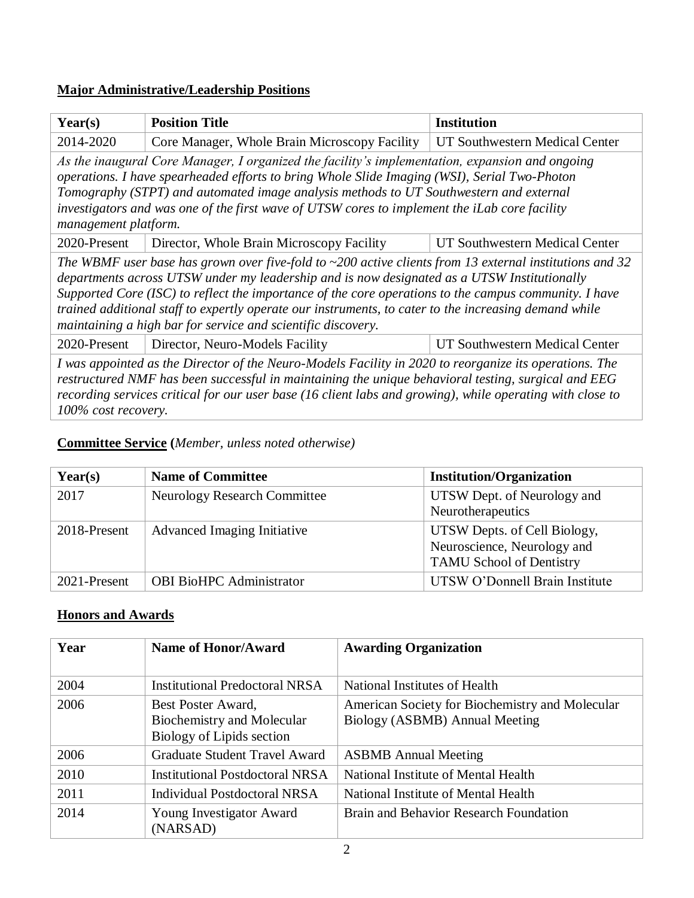## Major Administrative/Leadership Positions

| Year(s) | Position Title | Institution |
|---|---|---|
| 2014-2020 | Core Manager, Whole Brain Microscopy Facility | UT Southwestern Medical Center |
| *As the inaugural Core Manager, I organized the facility's implementation, expansion and ongoing operations. I have spearheaded efforts to bring Whole Slide Imaging (WSI), Serial Two-Photon Tomography (STPT) and automated image analysis methods to UT Southwestern and external investigators and was one of the first wave of UTSW cores to implement the iLab core facility management platform.* | | |
| 2020-Present | Director, Whole Brain Microscopy Facility | UT Southwestern Medical Center |
| *The WBMF user base has grown over five-fold to ~200 active clients from 13 external institutions and 32 departments across UTSW under my leadership and is now designated as a UTSW Institutionally Supported Core (ISC) to reflect the importance of the core operations to the campus community. I have trained additional staff to expertly operate our instruments, to cater to the increasing demand while maintaining a high bar for service and scientific discovery.* | | |
| 2020-Present | Director, Neuro-Models Facility | UT Southwestern Medical Center |
| *I was appointed as the Director of the Neuro-Models Facility in 2020 to reorganize its operations. The restructured NMF has been successful in maintaining the unique behavioral testing, surgical and EEG recording services critical for our user base (16 client labs and growing), while operating with close to 100% cost recovery.* | | |

## Committee Service (*Member, unless noted otherwise)*

| Year(s) | Name of Committee | Institution/Organization |
|---|---|---|
| 2017 | Neurology Research Committee | UTSW Dept. of Neurology and Neurotherapeutics |
| 2018-Present | Advanced Imaging Initiative | UTSW Depts. of Cell Biology, Neuroscience, Neurology and TAMU School of Dentistry |
| 2021-Present | OBI BioHPC Administrator | UTSW O'Donnell Brain Institute |

## Honors and Awards

| Year | Name of Honor/Award | Awarding Organization |
|---|---|---|
| 2004 | Institutional Predoctoral NRSA | National Institutes of Health |
| 2006 | Best Poster Award, Biochemistry and Molecular Biology of Lipids section | American Society for Biochemistry and Molecular Biology (ASBMB) Annual Meeting |
| 2006 | Graduate Student Travel Award | ASBMB Annual Meeting |
| 2010 | Institutional Postdoctoral NRSA | National Institute of Mental Health |
| 2011 | Individual Postdoctoral NRSA | National Institute of Mental Health |
| 2014 | Young Investigator Award (NARSAD) | Brain and Behavior Research Foundation |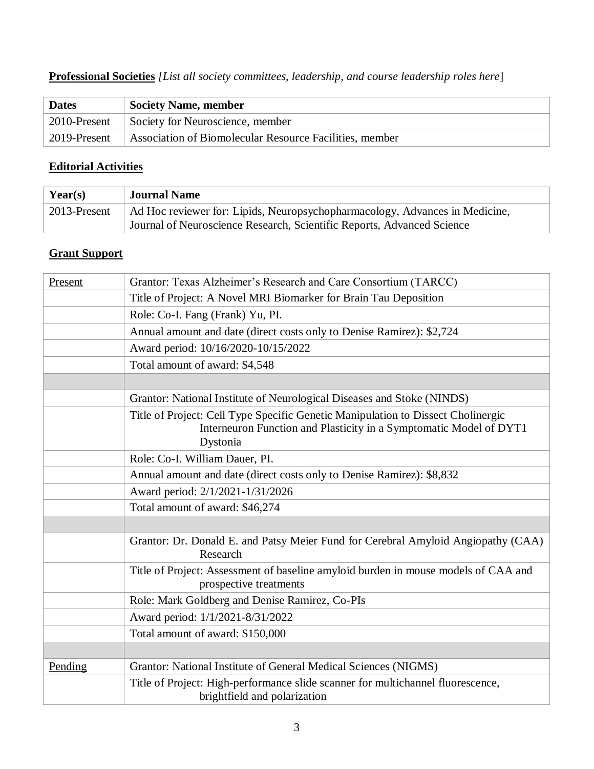**Professional Societies** *[List all society committees, leadership, and course leadership roles here*]

| Dates | Society Name, member |
|---|---|
| 2010-Present | Society for Neuroscience, member |
| 2019-Present | Association of Biomolecular Resource Facilities, member |

**Editorial Activities**

| Year(s) | Journal Name |
|---|---|
| 2013-Present | Ad Hoc reviewer for: Lipids, Neuropsychopharmacology, Advances in Medicine, Journal of Neuroscience Research, Scientific Reports, Advanced Science |

**Grant Support**

| | |
|---|---|
| Present | Grantor: Texas Alzheimer's Research and Care Consortium (TARCC) |
| | Title of Project: A Novel MRI Biomarker for Brain Tau Deposition |
| | Role: Co-I. Fang (Frank) Yu, PI. |
| | Annual amount and date (direct costs only to Denise Ramirez): $2,724 |
| | Award period: 10/16/2020-10/15/2022 |
| | Total amount of award: $4,548 |
| | |
| | Grantor: National Institute of Neurological Diseases and Stoke (NINDS) |
| | Title of Project: Cell Type Specific Genetic Manipulation to Dissect Cholinergic Interneuron Function and Plasticity in a Symptomatic Model of DYT1 Dystonia |
| | Role: Co-I. William Dauer, PI. |
| | Annual amount and date (direct costs only to Denise Ramirez): $8,832 |
| | Award period: 2/1/2021-1/31/2026 |
| | Total amount of award: $46,274 |
| | |
| | Grantor: Dr. Donald E. and Patsy Meier Fund for Cerebral Amyloid Angiopathy (CAA) Research |
| | Title of Project: Assessment of baseline amyloid burden in mouse models of CAA and prospective treatments |
| | Role: Mark Goldberg and Denise Ramirez, Co-PIs |
| | Award period: 1/1/2021-8/31/2022 |
| | Total amount of award: $150,000 |
| | |
| Pending | Grantor: National Institute of General Medical Sciences (NIGMS) |
| | Title of Project: High-performance slide scanner for multichannel fluorescence, brightfield and polarization |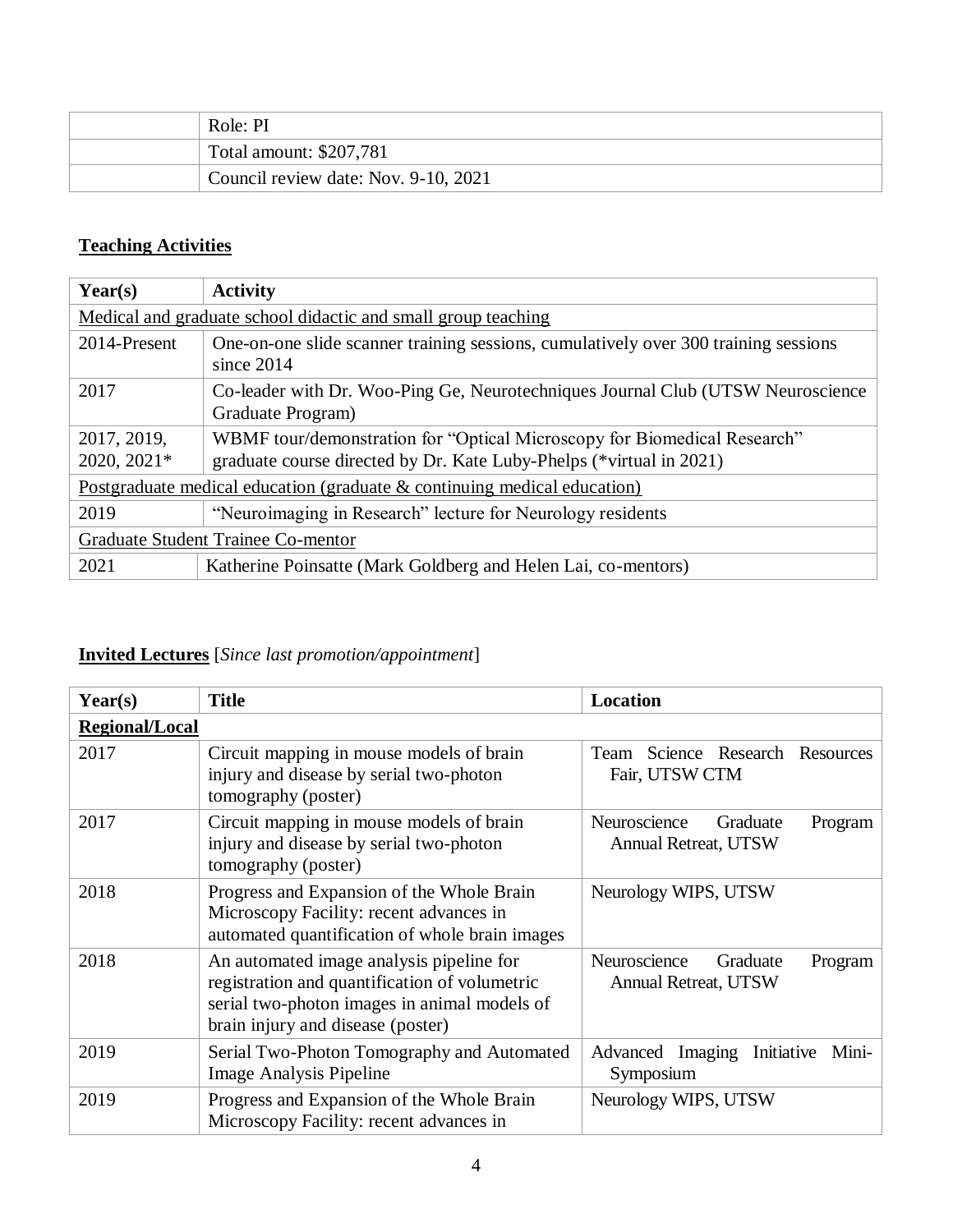| | |
|---|---|
| | Role: PI |
| | Total amount: $207,781 |
| | Council review date: Nov. 9-10, 2021 |

**Teaching Activities**

| Year(s) | Activity |
|---|---|
| Medical and graduate school didactic and small group teaching | |
| 2014-Present | One-on-one slide scanner training sessions, cumulatively over 300 training sessions since 2014 |
| 2017 | Co-leader with Dr. Woo-Ping Ge, Neurotechniques Journal Club (UTSW Neuroscience Graduate Program) |
| 2017, 2019, 2020, 2021* | WBMF tour/demonstration for "Optical Microscopy for Biomedical Research" graduate course directed by Dr. Kate Luby-Phelps (*virtual in 2021) |
| Postgraduate medical education (graduate & continuing medical education) | |
| 2019 | "Neuroimaging in Research" lecture for Neurology residents |
| Graduate Student Trainee Co-mentor | |
| 2021 | Katherine Poinsatte (Mark Goldberg and Helen Lai, co-mentors) |

**Invited Lectures** [*Since last promotion/appointment*]

| Year(s) | Title | Location |
|---|---|---|
| **Regional/Local** | | |
| 2017 | Circuit mapping in mouse models of brain injury and disease by serial two-photon tomography (poster) | Team Science Research Resources Fair, UTSW CTM |
| 2017 | Circuit mapping in mouse models of brain injury and disease by serial two-photon tomography (poster) | Neuroscience Graduate Program Annual Retreat, UTSW |
| 2018 | Progress and Expansion of the Whole Brain Microscopy Facility: recent advances in automated quantification of whole brain images | Neurology WIPS, UTSW |
| 2018 | An automated image analysis pipeline for registration and quantification of volumetric serial two-photon images in animal models of brain injury and disease (poster) | Neuroscience Graduate Program Annual Retreat, UTSW |
| 2019 | Serial Two-Photon Tomography and Automated Image Analysis Pipeline | Advanced Imaging Initiative Mini-Symposium |
| 2019 | Progress and Expansion of the Whole Brain Microscopy Facility: recent advances in | Neurology WIPS, UTSW |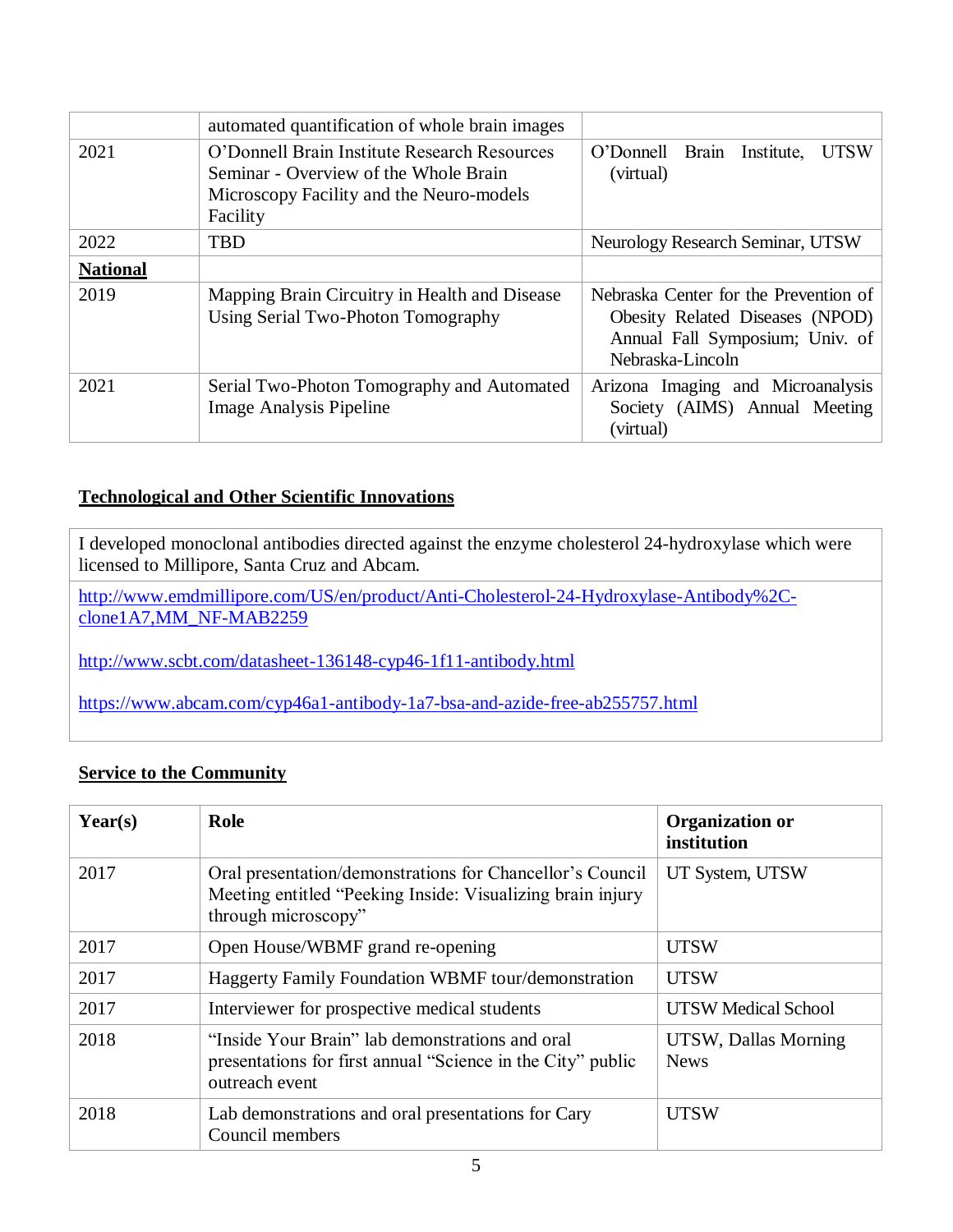|  | automated quantification of whole brain images |  |
|---|---|---|
| 2021 | O'Donnell Brain Institute Research Resources Seminar - Overview of the Whole Brain Microscopy Facility and the Neuro-models Facility | O'Donnell Brain Institute, UTSW (virtual) |
| 2022 | TBD | Neurology Research Seminar, UTSW |
| **National** |  |  |
| 2019 | Mapping Brain Circuitry in Health and Disease Using Serial Two-Photon Tomography | Nebraska Center for the Prevention of Obesity Related Diseases (NPOD) Annual Fall Symposium; Univ. of Nebraska-Lincoln |
| 2021 | Serial Two-Photon Tomography and Automated Image Analysis Pipeline | Arizona Imaging and Microanalysis Society (AIMS) Annual Meeting (virtual) |

## Technological and Other Scientific Innovations

| I developed monoclonal antibodies directed against the enzyme cholesterol 24-hydroxylase which were licensed to Millipore, Santa Cruz and Abcam. |
|---|
| http://www.emdmillipore.com/US/en/product/Anti-Cholesterol-24-Hydroxylase-Antibody%2C-clone1A7,MM_NF-MAB2259<br><br>http://www.scbt.com/datasheet-136148-cyp46-1f11-antibody.html<br><br>https://www.abcam.com/cyp46a1-antibody-1a7-bsa-and-azide-free-ab255757.html |

## Service to the Community

| Year(s) | Role | Organization or institution |
|---|---|---|
| 2017 | Oral presentation/demonstrations for Chancellor's Council Meeting entitled "Peeking Inside: Visualizing brain injury through microscopy" | UT System, UTSW |
| 2017 | Open House/WBMF grand re-opening | UTSW |
| 2017 | Haggerty Family Foundation WBMF tour/demonstration | UTSW |
| 2017 | Interviewer for prospective medical students | UTSW Medical School |
| 2018 | "Inside Your Brain" lab demonstrations and oral presentations for first annual "Science in the City" public outreach event | UTSW, Dallas Morning News |
| 2018 | Lab demonstrations and oral presentations for Cary Council members | UTSW |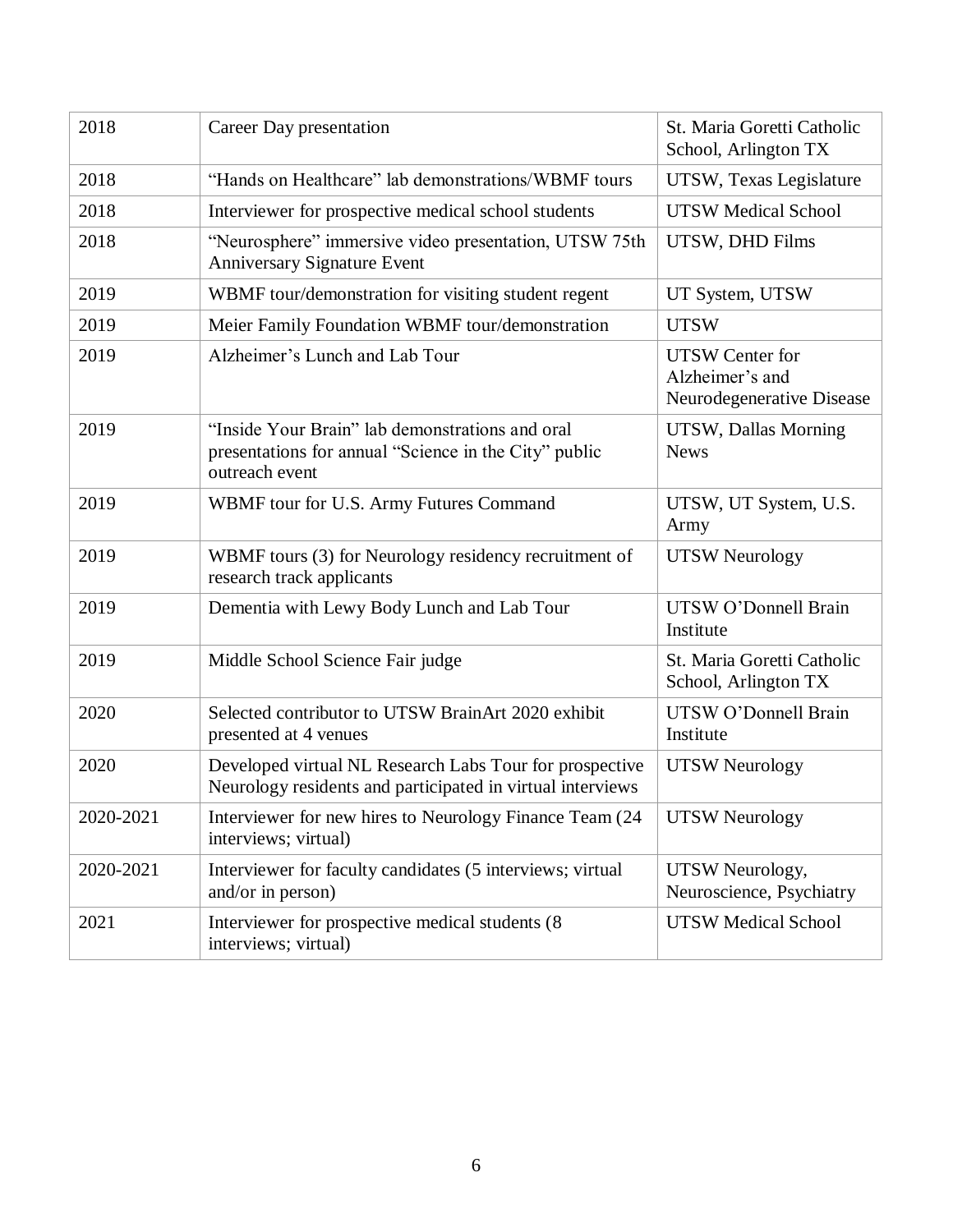| 2018 | Career Day presentation | St. Maria Goretti Catholic School, Arlington TX |
|---|---|---|
| 2018 | “Hands on Healthcare” lab demonstrations/WBMF tours | UTSW, Texas Legislature |
| 2018 | Interviewer for prospective medical school students | UTSW Medical School |
| 2018 | “Neurosphere” immersive video presentation, UTSW 75th Anniversary Signature Event | UTSW, DHD Films |
| 2019 | WBMF tour/demonstration for visiting student regent | UT System, UTSW |
| 2019 | Meier Family Foundation WBMF tour/demonstration | UTSW |
| 2019 | Alzheimer’s Lunch and Lab Tour | UTSW Center for Alzheimer’s and Neurodegenerative Disease |
| 2019 | “Inside Your Brain” lab demonstrations and oral presentations for annual “Science in the City” public outreach event | UTSW, Dallas Morning News |
| 2019 | WBMF tour for U.S. Army Futures Command | UTSW, UT System, U.S. Army |
| 2019 | WBMF tours (3) for Neurology residency recruitment of research track applicants | UTSW Neurology |
| 2019 | Dementia with Lewy Body Lunch and Lab Tour | UTSW O’Donnell Brain Institute |
| 2019 | Middle School Science Fair judge | St. Maria Goretti Catholic School, Arlington TX |
| 2020 | Selected contributor to UTSW BrainArt 2020 exhibit presented at 4 venues | UTSW O’Donnell Brain Institute |
| 2020 | Developed virtual NL Research Labs Tour for prospective Neurology residents and participated in virtual interviews | UTSW Neurology |
| 2020-2021 | Interviewer for new hires to Neurology Finance Team (24 interviews; virtual) | UTSW Neurology |
| 2020-2021 | Interviewer for faculty candidates (5 interviews; virtual and/or in person) | UTSW Neurology, Neuroscience, Psychiatry |
| 2021 | Interviewer for prospective medical students (8 interviews; virtual) | UTSW Medical School |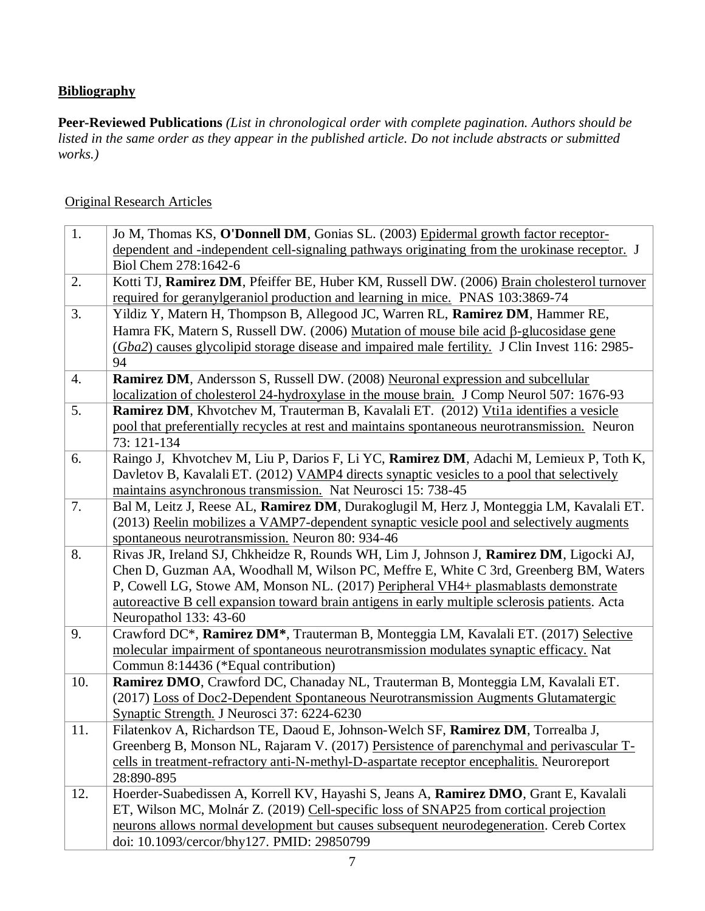**Bibliography**

**Peer-Reviewed Publications** *(List in chronological order with complete pagination. Authors should be listed in the same order as they appear in the published article. Do not include abstracts or submitted works.)*

Original Research Articles

| | |
|---|---|
| 1. | Jo M, Thomas KS, **O'Donnell DM**, Gonias SL. (2003) Epidermal growth factor receptor-dependent and -independent cell-signaling pathways originating from the urokinase receptor. J Biol Chem 278:1642-6 |
| 2. | Kotti TJ, **Ramirez DM**, Pfeiffer BE, Huber KM, Russell DW. (2006) Brain cholesterol turnover required for geranylgeraniol production and learning in mice. PNAS 103:3869-74 |
| 3. | Yildiz Y, Matern H, Thompson B, Allegood JC, Warren RL, **Ramirez DM**, Hammer RE, Hamra FK, Matern S, Russell DW. (2006) Mutation of mouse bile acid β-glucosidase gene (*Gba2*) causes glycolipid storage disease and impaired male fertility. J Clin Invest 116: 2985-94 |
| 4. | **Ramirez DM**, Andersson S, Russell DW. (2008) Neuronal expression and subcellular localization of cholesterol 24-hydroxylase in the mouse brain. J Comp Neurol 507: 1676-93 |
| 5. | **Ramirez DM**, Khvotchev M, Trauterman B, Kavalali ET. (2012) Vti1a identifies a vesicle pool that preferentially recycles at rest and maintains spontaneous neurotransmission. Neuron 73: 121-134 |
| 6. | Raingo J, Khvotchev M, Liu P, Darios F, Li YC, **Ramirez DM**, Adachi M, Lemieux P, Toth K, Davletov B, Kavalali ET. (2012) VAMP4 directs synaptic vesicles to a pool that selectively maintains asynchronous transmission. Nat Neurosci 15: 738-45 |
| 7. | Bal M, Leitz J, Reese AL, **Ramirez DM**, Durakoglugil M, Herz J, Monteggia LM, Kavalali ET. (2013) Reelin mobilizes a VAMP7-dependent synaptic vesicle pool and selectively augments spontaneous neurotransmission. Neuron 80: 934-46 |
| 8. | Rivas JR, Ireland SJ, Chkheidze R, Rounds WH, Lim J, Johnson J, **Ramirez DM**, Ligocki AJ, Chen D, Guzman AA, Woodhall M, Wilson PC, Meffre E, White C 3rd, Greenberg BM, Waters P, Cowell LG, Stowe AM, Monson NL. (2017) Peripheral VH4+ plasmablasts demonstrate autoreactive B cell expansion toward brain antigens in early multiple sclerosis patients. Acta Neuropathol 133: 43-60 |
| 9. | Crawford DC*, **Ramirez DM***, Trauterman B, Monteggia LM, Kavalali ET. (2017) Selective molecular impairment of spontaneous neurotransmission modulates synaptic efficacy. Nat Commun 8:14436 (*Equal contribution) |
| 10. | **Ramirez DMO**, Crawford DC, Chanaday NL, Trauterman B, Monteggia LM, Kavalali ET. (2017) Loss of Doc2-Dependent Spontaneous Neurotransmission Augments Glutamatergic Synaptic Strength. J Neurosci 37: 6224-6230 |
| 11. | Filatenkov A, Richardson TE, Daoud E, Johnson-Welch SF, **Ramirez DM**, Torrealba J, Greenberg B, Monson NL, Rajaram V. (2017) Persistence of parenchymal and perivascular T-cells in treatment-refractory anti-N-methyl-D-aspartate receptor encephalitis. Neuroreport 28:890-895 |
| 12. | Hoerder-Suabedissen A, Korrell KV, Hayashi S, Jeans A, **Ramirez DMO**, Grant E, Kavalali ET, Wilson MC, Molnár Z. (2019) Cell-specific loss of SNAP25 from cortical projection neurons allows normal development but causes subsequent neurodegeneration. Cereb Cortex doi: 10.1093/cercor/bhy127. PMID: 29850799 |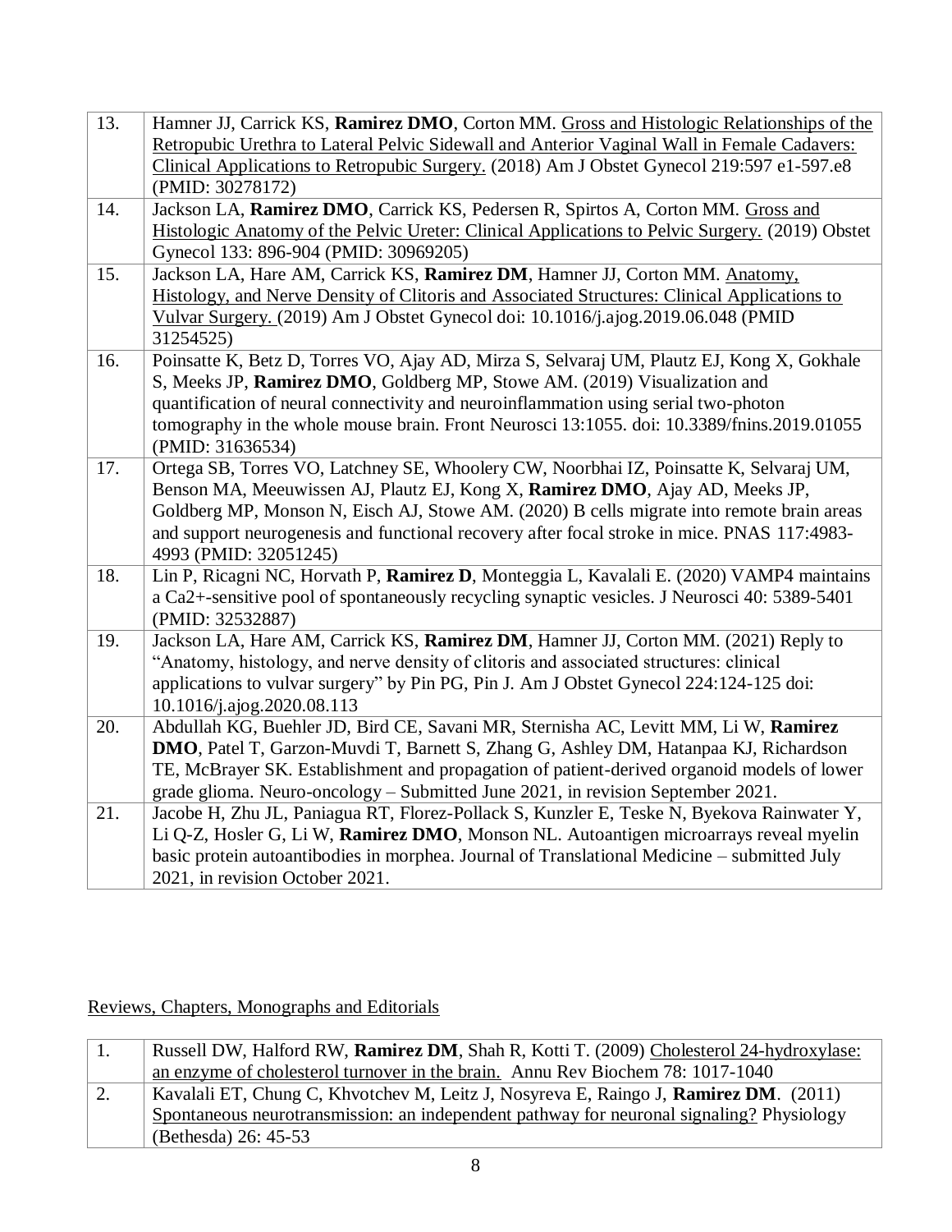| | |
|---|---|
| 13. | Hamner JJ, Carrick KS, **Ramirez DMO**, Corton MM. Gross and Histologic Relationships of the Retropubic Urethra to Lateral Pelvic Sidewall and Anterior Vaginal Wall in Female Cadavers: Clinical Applications to Retropubic Surgery. (2018) Am J Obstet Gynecol 219:597 e1-597.e8 (PMID: 30278172) |
| 14. | Jackson LA, **Ramirez DMO**, Carrick KS, Pedersen R, Spirtos A, Corton MM. Gross and Histologic Anatomy of the Pelvic Ureter: Clinical Applications to Pelvic Surgery. (2019) Obstet Gynecol 133: 896-904 (PMID: 30969205) |
| 15. | Jackson LA, Hare AM, Carrick KS, **Ramirez DM**, Hamner JJ, Corton MM. Anatomy, Histology, and Nerve Density of Clitoris and Associated Structures: Clinical Applications to Vulvar Surgery. (2019) Am J Obstet Gynecol doi: 10.1016/j.ajog.2019.06.048 (PMID 31254525) |
| 16. | Poinsatte K, Betz D, Torres VO, Ajay AD, Mirza S, Selvaraj UM, Plautz EJ, Kong X, Gokhale S, Meeks JP, **Ramirez DMO**, Goldberg MP, Stowe AM. (2019) Visualization and quantification of neural connectivity and neuroinflammation using serial two-photon tomography in the whole mouse brain. Front Neurosci 13:1055. doi: 10.3389/fnins.2019.01055 (PMID: 31636534) |
| 17. | Ortega SB, Torres VO, Latchney SE, Whoolery CW, Noorbhai IZ, Poinsatte K, Selvaraj UM, Benson MA, Meeuwissen AJ, Plautz EJ, Kong X, **Ramirez DMO**, Ajay AD, Meeks JP, Goldberg MP, Monson N, Eisch AJ, Stowe AM. (2020) B cells migrate into remote brain areas and support neurogenesis and functional recovery after focal stroke in mice. PNAS 117:4983-4993 (PMID: 32051245) |
| 18. | Lin P, Ricagni NC, Horvath P, **Ramirez D**, Monteggia L, Kavalali E. (2020) VAMP4 maintains a Ca2+-sensitive pool of spontaneously recycling synaptic vesicles. J Neurosci 40: 5389-5401 (PMID: 32532887) |
| 19. | Jackson LA, Hare AM, Carrick KS, **Ramirez DM**, Hamner JJ, Corton MM. (2021) Reply to "Anatomy, histology, and nerve density of clitoris and associated structures: clinical applications to vulvar surgery" by Pin PG, Pin J. Am J Obstet Gynecol 224:124-125 doi: 10.1016/j.ajog.2020.08.113 |
| 20. | Abdullah KG, Buehler JD, Bird CE, Savani MR, Sternisha AC, Levitt MM, Li W, **Ramirez DMO**, Patel T, Garzon-Muvdi T, Barnett S, Zhang G, Ashley DM, Hatanpaa KJ, Richardson TE, McBrayer SK. Establishment and propagation of patient-derived organoid models of lower grade glioma. Neuro-oncology – Submitted June 2021, in revision September 2021. |
| 21. | Jacobe H, Zhu JL, Paniagua RT, Florez-Pollack S, Kunzler E, Teske N, Byekova Rainwater Y, Li Q-Z, Hosler G, Li W, **Ramirez DMO**, Monson NL. Autoantigen microarrays reveal myelin basic protein autoantibodies in morphea. Journal of Translational Medicine – submitted July 2021, in revision October 2021. |

Reviews, Chapters, Monographs and Editorials

| | |
|---|---|
| 1. | Russell DW, Halford RW, **Ramirez DM**, Shah R, Kotti T. (2009) Cholesterol 24-hydroxylase: an enzyme of cholesterol turnover in the brain. Annu Rev Biochem 78: 1017-1040 |
| 2. | Kavalali ET, Chung C, Khvotchev M, Leitz J, Nosyreva E, Raingo J, **Ramirez DM**. (2011) Spontaneous neurotransmission: an independent pathway for neuronal signaling? Physiology (Bethesda) 26: 45-53 |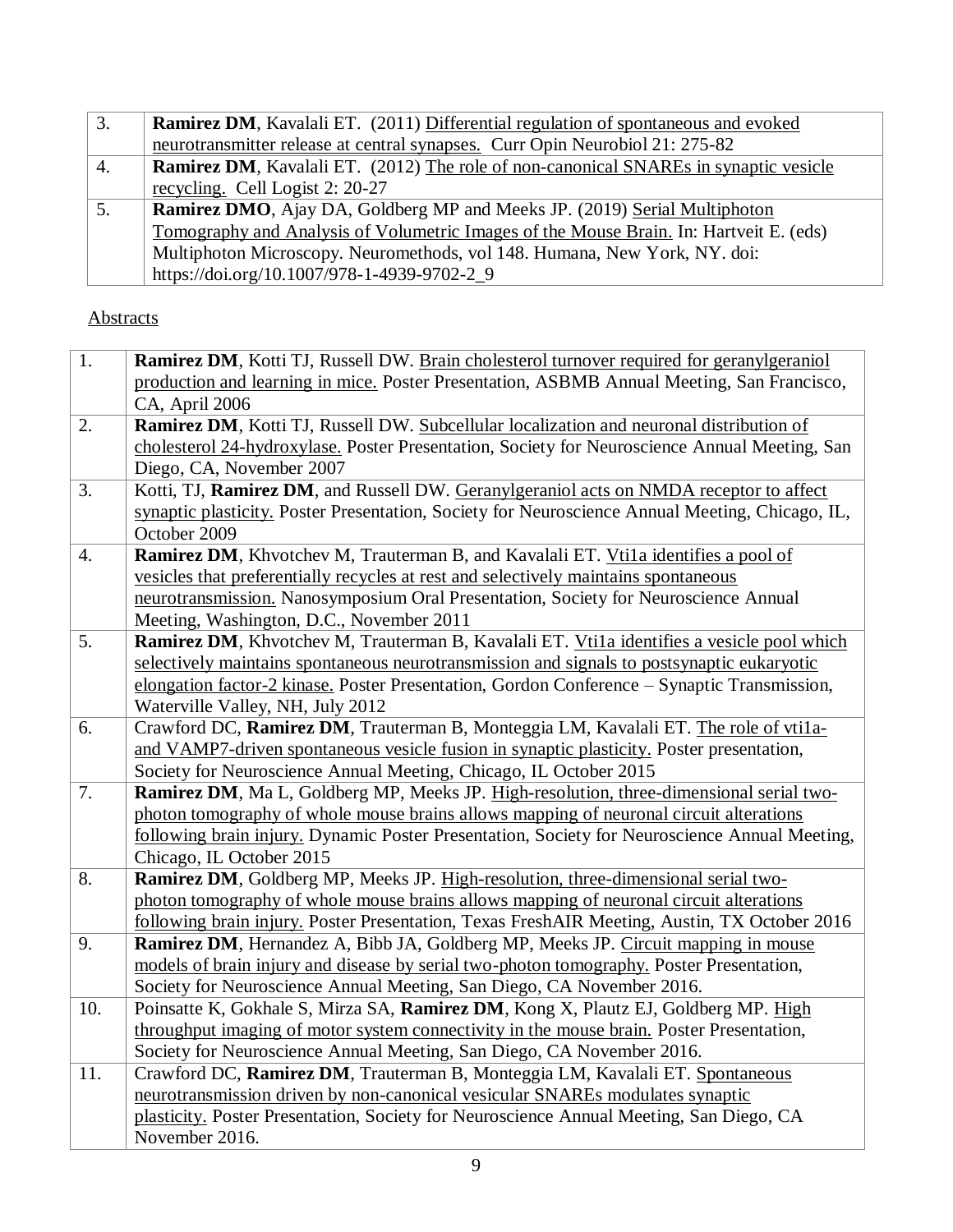| | |
|---|---|
| 3. | **Ramirez DM**, Kavalali ET. (2011) Differential regulation of spontaneous and evoked neurotransmitter release at central synapses. Curr Opin Neurobiol 21: 275-82 |
| 4. | **Ramirez DM**, Kavalali ET. (2012) The role of non-canonical SNAREs in synaptic vesicle recycling. Cell Logist 2: 20-27 |
| 5. | **Ramirez DMO**, Ajay DA, Goldberg MP and Meeks JP. (2019) Serial Multiphoton Tomography and Analysis of Volumetric Images of the Mouse Brain. In: Hartveit E. (eds) Multiphoton Microscopy. Neuromethods, vol 148. Humana, New York, NY. doi: https://doi.org/10.1007/978-1-4939-9702-2_9 |

Abstracts

| | |
|---|---|
| 1. | **Ramirez DM**, Kotti TJ, Russell DW. Brain cholesterol turnover required for geranylgeraniol production and learning in mice. Poster Presentation, ASBMB Annual Meeting, San Francisco, CA, April 2006 |
| 2. | **Ramirez DM**, Kotti TJ, Russell DW. Subcellular localization and neuronal distribution of cholesterol 24-hydroxylase. Poster Presentation, Society for Neuroscience Annual Meeting, San Diego, CA, November 2007 |
| 3. | Kotti, TJ, **Ramirez DM**, and Russell DW. Geranylgeraniol acts on NMDA receptor to affect synaptic plasticity. Poster Presentation, Society for Neuroscience Annual Meeting, Chicago, IL, October 2009 |
| 4. | **Ramirez DM**, Khvotchev M, Trauterman B, and Kavalali ET. Vti1a identifies a pool of vesicles that preferentially recycles at rest and selectively maintains spontaneous neurotransmission. Nanosymposium Oral Presentation, Society for Neuroscience Annual Meeting, Washington, D.C., November 2011 |
| 5. | **Ramirez DM**, Khvotchev M, Trauterman B, Kavalali ET. Vti1a identifies a vesicle pool which selectively maintains spontaneous neurotransmission and signals to postsynaptic eukaryotic elongation factor-2 kinase. Poster Presentation, Gordon Conference – Synaptic Transmission, Waterville Valley, NH, July 2012 |
| 6. | Crawford DC, **Ramirez DM**, Trauterman B, Monteggia LM, Kavalali ET. The role of vti1a- and VAMP7-driven spontaneous vesicle fusion in synaptic plasticity. Poster presentation, Society for Neuroscience Annual Meeting, Chicago, IL October 2015 |
| 7. | **Ramirez DM**, Ma L, Goldberg MP, Meeks JP. High-resolution, three-dimensional serial two-photon tomography of whole mouse brains allows mapping of neuronal circuit alterations following brain injury. Dynamic Poster Presentation, Society for Neuroscience Annual Meeting, Chicago, IL October 2015 |
| 8. | **Ramirez DM**, Goldberg MP, Meeks JP. High-resolution, three-dimensional serial two-photon tomography of whole mouse brains allows mapping of neuronal circuit alterations following brain injury. Poster Presentation, Texas FreshAIR Meeting, Austin, TX October 2016 |
| 9. | **Ramirez DM**, Hernandez A, Bibb JA, Goldberg MP, Meeks JP. Circuit mapping in mouse models of brain injury and disease by serial two-photon tomography. Poster Presentation, Society for Neuroscience Annual Meeting, San Diego, CA November 2016. |
| 10. | Poinsatte K, Gokhale S, Mirza SA, **Ramirez DM**, Kong X, Plautz EJ, Goldberg MP. High throughput imaging of motor system connectivity in the mouse brain. Poster Presentation, Society for Neuroscience Annual Meeting, San Diego, CA November 2016. |
| 11. | Crawford DC, **Ramirez DM**, Trauterman B, Monteggia LM, Kavalali ET. Spontaneous neurotransmission driven by non-canonical vesicular SNAREs modulates synaptic plasticity. Poster Presentation, Society for Neuroscience Annual Meeting, San Diego, CA November 2016. |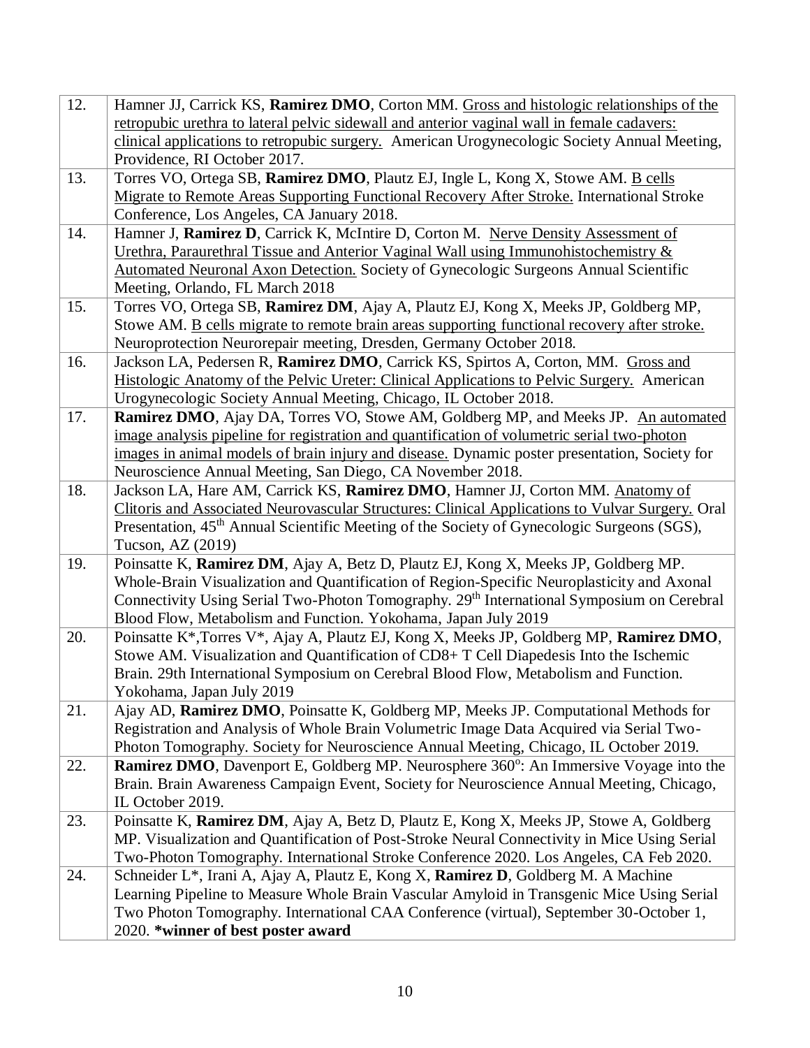| | |
|---|---|
| 12. | Hamner JJ, Carrick KS, **Ramirez DMO**, Corton MM. Gross and histologic relationships of the retropubic urethra to lateral pelvic sidewall and anterior vaginal wall in female cadavers: clinical applications to retropubic surgery. American Urogynecologic Society Annual Meeting, Providence, RI October 2017. |
| 13. | Torres VO, Ortega SB, **Ramirez DMO**, Plautz EJ, Ingle L, Kong X, Stowe AM. B cells Migrate to Remote Areas Supporting Functional Recovery After Stroke. International Stroke Conference, Los Angeles, CA January 2018. |
| 14. | Hamner J, **Ramirez D**, Carrick K, McIntire D, Corton M. Nerve Density Assessment of Urethra, Paraurethral Tissue and Anterior Vaginal Wall using Immunohistochemistry & Automated Neuronal Axon Detection. Society of Gynecologic Surgeons Annual Scientific Meeting, Orlando, FL March 2018 |
| 15. | Torres VO, Ortega SB, **Ramirez DM**, Ajay A, Plautz EJ, Kong X, Meeks JP, Goldberg MP, Stowe AM. B cells migrate to remote brain areas supporting functional recovery after stroke. Neuroprotection Neurorepair meeting, Dresden, Germany October 2018. |
| 16. | Jackson LA, Pedersen R, **Ramirez DMO**, Carrick KS, Spirtos A, Corton, MM. Gross and Histologic Anatomy of the Pelvic Ureter: Clinical Applications to Pelvic Surgery. American Urogynecologic Society Annual Meeting, Chicago, IL October 2018. |
| 17. | **Ramirez DMO**, Ajay DA, Torres VO, Stowe AM, Goldberg MP, and Meeks JP. An automated image analysis pipeline for registration and quantification of volumetric serial two-photon images in animal models of brain injury and disease. Dynamic poster presentation, Society for Neuroscience Annual Meeting, San Diego, CA November 2018. |
| 18. | Jackson LA, Hare AM, Carrick KS, **Ramirez DMO**, Hamner JJ, Corton MM. Anatomy of Clitoris and Associated Neurovascular Structures: Clinical Applications to Vulvar Surgery. Oral Presentation, 45th Annual Scientific Meeting of the Society of Gynecologic Surgeons (SGS), Tucson, AZ (2019) |
| 19. | Poinsatte K, **Ramirez DM**, Ajay A, Betz D, Plautz EJ, Kong X, Meeks JP, Goldberg MP. Whole-Brain Visualization and Quantification of Region-Specific Neuroplasticity and Axonal Connectivity Using Serial Two-Photon Tomography. 29th International Symposium on Cerebral Blood Flow, Metabolism and Function. Yokohama, Japan July 2019 |
| 20. | Poinsatte K*,Torres V*, Ajay A, Plautz EJ, Kong X, Meeks JP, Goldberg MP, **Ramirez DMO**, Stowe AM. Visualization and Quantification of CD8+ T Cell Diapedesis Into the Ischemic Brain. 29th International Symposium on Cerebral Blood Flow, Metabolism and Function. Yokohama, Japan July 2019 |
| 21. | Ajay AD, **Ramirez DMO**, Poinsatte K, Goldberg MP, Meeks JP. Computational Methods for Registration and Analysis of Whole Brain Volumetric Image Data Acquired via Serial Two-Photon Tomography. Society for Neuroscience Annual Meeting, Chicago, IL October 2019. |
| 22. | **Ramirez DMO**, Davenport E, Goldberg MP. Neurosphere 360°: An Immersive Voyage into the Brain. Brain Awareness Campaign Event, Society for Neuroscience Annual Meeting, Chicago, IL October 2019. |
| 23. | Poinsatte K, **Ramirez DM**, Ajay A, Betz D, Plautz E, Kong X, Meeks JP, Stowe A, Goldberg MP. Visualization and Quantification of Post-Stroke Neural Connectivity in Mice Using Serial Two-Photon Tomography. International Stroke Conference 2020. Los Angeles, CA Feb 2020. |
| 24. | Schneider L*, Irani A, Ajay A, Plautz E, Kong X, **Ramirez D**, Goldberg M. A Machine Learning Pipeline to Measure Whole Brain Vascular Amyloid in Transgenic Mice Using Serial Two Photon Tomography. International CAA Conference (virtual), September 30-October 1, 2020. ***winner of best poster award** |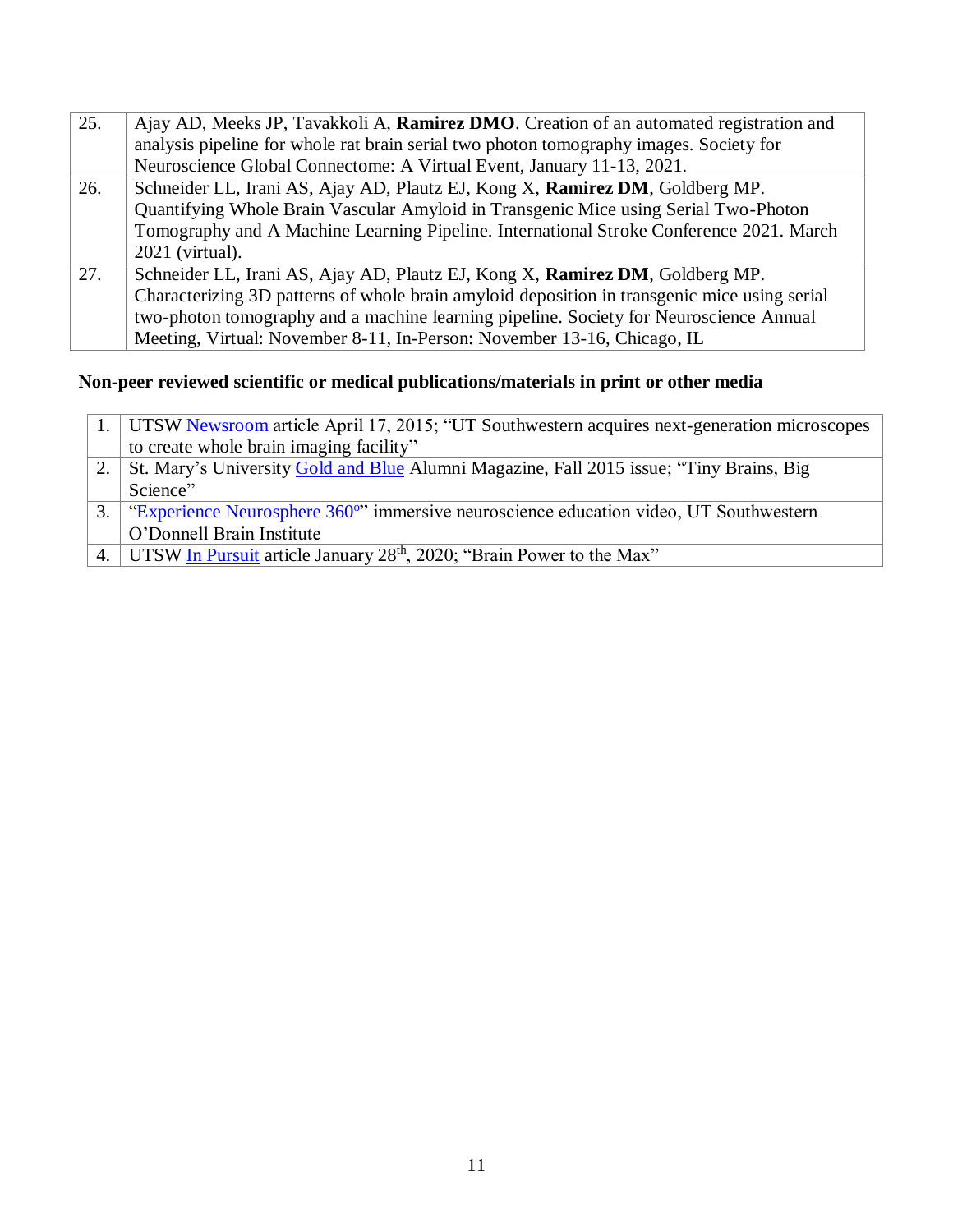| | |
|---|---|
| 25. | Ajay AD, Meeks JP, Tavakkoli A, **Ramirez DMO**. Creation of an automated registration and analysis pipeline for whole rat brain serial two photon tomography images. Society for Neuroscience Global Connectome: A Virtual Event, January 11-13, 2021. |
| 26. | Schneider LL, Irani AS, Ajay AD, Plautz EJ, Kong X, **Ramirez DM**, Goldberg MP. Quantifying Whole Brain Vascular Amyloid in Transgenic Mice using Serial Two-Photon Tomography and A Machine Learning Pipeline. International Stroke Conference 2021. March 2021 (virtual). |
| 27. | Schneider LL, Irani AS, Ajay AD, Plautz EJ, Kong X, **Ramirez DM**, Goldberg MP. Characterizing 3D patterns of whole brain amyloid deposition in transgenic mice using serial two-photon tomography and a machine learning pipeline. Society for Neuroscience Annual Meeting, Virtual: November 8-11, In-Person: November 13-16, Chicago, IL |

**Non-peer reviewed scientific or medical publications/materials in print or other media**

| | |
|---|---|
| 1. | UTSW Newsroom article April 17, 2015; "UT Southwestern acquires next-generation microscopes to create whole brain imaging facility" |
| 2. | St. Mary's University Gold and Blue Alumni Magazine, Fall 2015 issue; "Tiny Brains, Big Science" |
| 3. | "Experience Neurosphere 360°" immersive neuroscience education video, UT Southwestern O'Donnell Brain Institute |
| 4. | UTSW In Pursuit article January 28th, 2020; "Brain Power to the Max" |